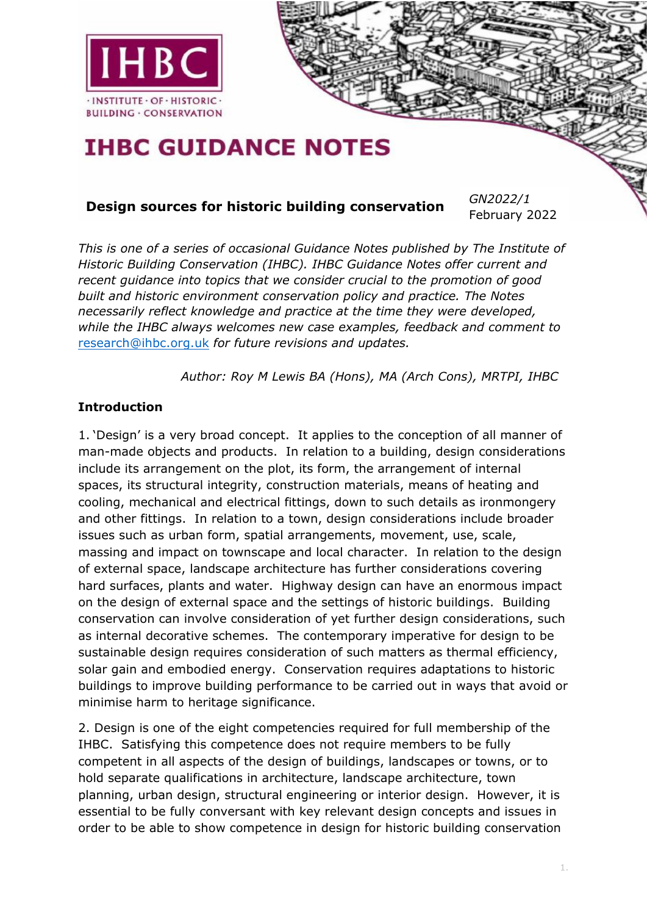IHBC

· INSTITUTE · OF · HISTORIC · BUILDING · CONSERVATION

# IHBC GUIDANCE NOTES

**Design sources for historic building conservation**

*GN2022/1*
February 2022

*This is one of a series of occasional Guidance Notes published by The Institute of Historic Building Conservation (IHBC). IHBC Guidance Notes offer current and recent guidance into topics that we consider crucial to the promotion of good built and historic environment conservation policy and practice. The Notes necessarily reflect knowledge and practice at the time they were developed, while the IHBC always welcomes new case examples, feedback and comment to* research@ihbc.org.uk *for future revisions and updates.*

*Author: Roy M Lewis BA (Hons), MA (Arch Cons), MRTPI, IHBC*

## Introduction

1. 'Design' is a very broad concept. It applies to the conception of all manner of man-made objects and products. In relation to a building, design considerations include its arrangement on the plot, its form, the arrangement of internal spaces, its structural integrity, construction materials, means of heating and cooling, mechanical and electrical fittings, down to such details as ironmongery and other fittings. In relation to a town, design considerations include broader issues such as urban form, spatial arrangements, movement, use, scale, massing and impact on townscape and local character. In relation to the design of external space, landscape architecture has further considerations covering hard surfaces, plants and water. Highway design can have an enormous impact on the design of external space and the settings of historic buildings. Building conservation can involve consideration of yet further design considerations, such as internal decorative schemes. The contemporary imperative for design to be sustainable design requires consideration of such matters as thermal efficiency, solar gain and embodied energy. Conservation requires adaptations to historic buildings to improve building performance to be carried out in ways that avoid or minimise harm to heritage significance.

2. Design is one of the eight competencies required for full membership of the IHBC. Satisfying this competence does not require members to be fully competent in all aspects of the design of buildings, landscapes or towns, or to hold separate qualifications in architecture, landscape architecture, town planning, urban design, structural engineering or interior design. However, it is essential to be fully conversant with key relevant design concepts and issues in order to be able to show competence in design for historic building conservation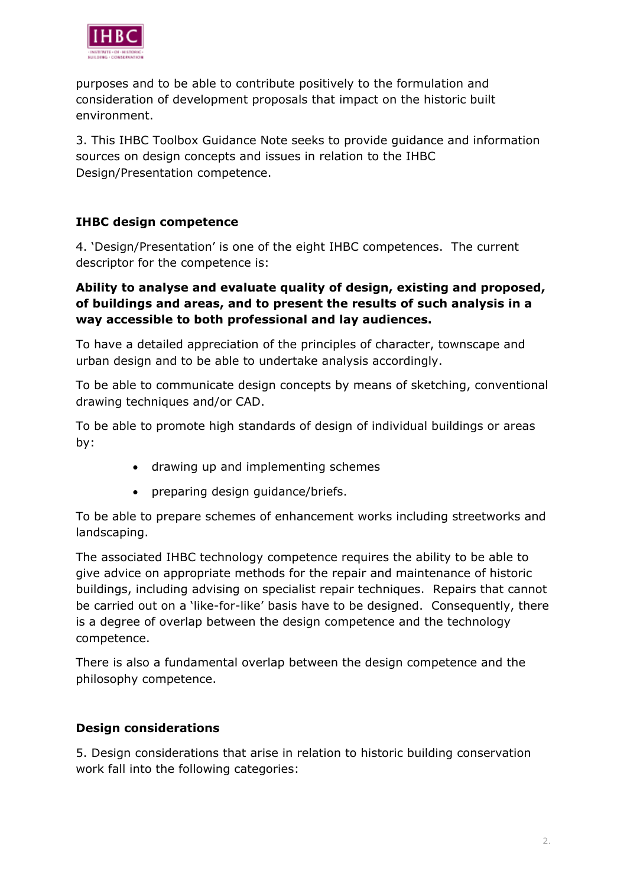purposes and to be able to contribute positively to the formulation and consideration of development proposals that impact on the historic built environment.

3. This IHBC Toolbox Guidance Note seeks to provide guidance and information sources on design concepts and issues in relation to the IHBC Design/Presentation competence.

## IHBC design competence

4. 'Design/Presentation' is one of the eight IHBC competences. The current descriptor for the competence is:

**Ability to analyse and evaluate quality of design, existing and proposed, of buildings and areas, and to present the results of such analysis in a way accessible to both professional and lay audiences.**

To have a detailed appreciation of the principles of character, townscape and urban design and to be able to undertake analysis accordingly.

To be able to communicate design concepts by means of sketching, conventional drawing techniques and/or CAD.

To be able to promote high standards of design of individual buildings or areas by:

- drawing up and implementing schemes
- preparing design guidance/briefs.

To be able to prepare schemes of enhancement works including streetworks and landscaping.

The associated IHBC technology competence requires the ability to be able to give advice on appropriate methods for the repair and maintenance of historic buildings, including advising on specialist repair techniques. Repairs that cannot be carried out on a 'like-for-like' basis have to be designed. Consequently, there is a degree of overlap between the design competence and the technology competence.

There is also a fundamental overlap between the design competence and the philosophy competence.

## Design considerations

5. Design considerations that arise in relation to historic building conservation work fall into the following categories: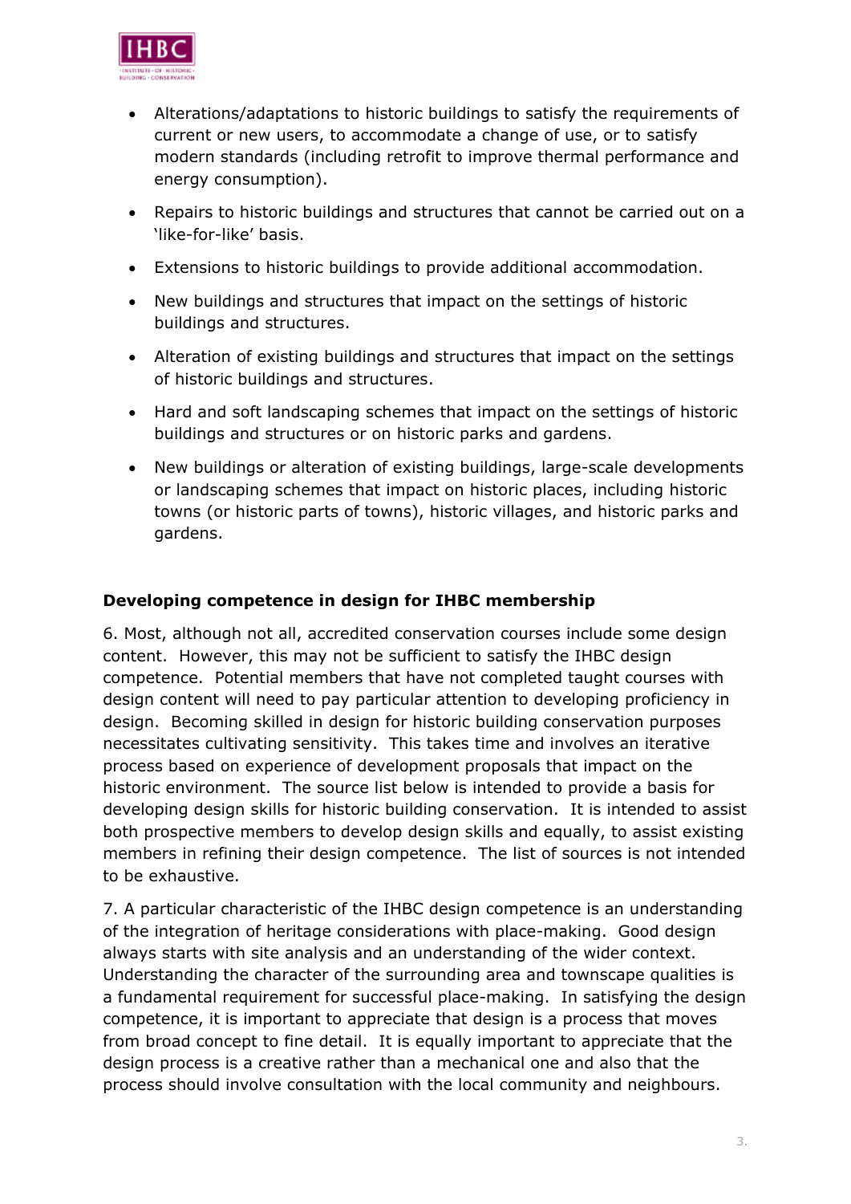- Alterations/adaptations to historic buildings to satisfy the requirements of current or new users, to accommodate a change of use, or to satisfy modern standards (including retrofit to improve thermal performance and energy consumption).
- Repairs to historic buildings and structures that cannot be carried out on a 'like-for-like' basis.
- Extensions to historic buildings to provide additional accommodation.
- New buildings and structures that impact on the settings of historic buildings and structures.
- Alteration of existing buildings and structures that impact on the settings of historic buildings and structures.
- Hard and soft landscaping schemes that impact on the settings of historic buildings and structures or on historic parks and gardens.
- New buildings or alteration of existing buildings, large-scale developments or landscaping schemes that impact on historic places, including historic towns (or historic parts of towns), historic villages, and historic parks and gardens.

**Developing competence in design for IHBC membership**

6. Most, although not all, accredited conservation courses include some design content. However, this may not be sufficient to satisfy the IHBC design competence. Potential members that have not completed taught courses with design content will need to pay particular attention to developing proficiency in design. Becoming skilled in design for historic building conservation purposes necessitates cultivating sensitivity. This takes time and involves an iterative process based on experience of development proposals that impact on the historic environment. The source list below is intended to provide a basis for developing design skills for historic building conservation. It is intended to assist both prospective members to develop design skills and equally, to assist existing members in refining their design competence. The list of sources is not intended to be exhaustive.

7. A particular characteristic of the IHBC design competence is an understanding of the integration of heritage considerations with place-making. Good design always starts with site analysis and an understanding of the wider context. Understanding the character of the surrounding area and townscape qualities is a fundamental requirement for successful place-making. In satisfying the design competence, it is important to appreciate that design is a process that moves from broad concept to fine detail. It is equally important to appreciate that the design process is a creative rather than a mechanical one and also that the process should involve consultation with the local community and neighbours.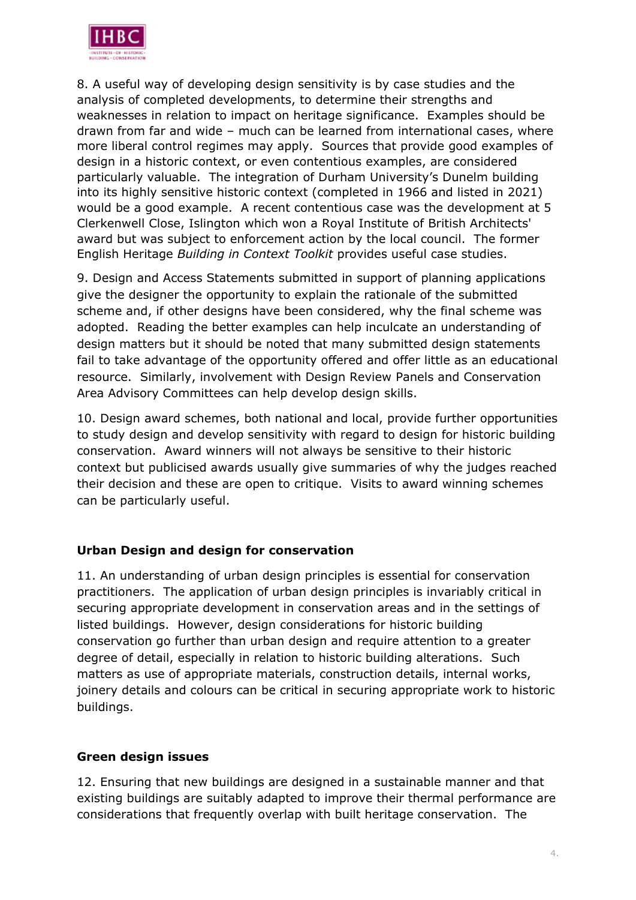8. A useful way of developing design sensitivity is by case studies and the analysis of completed developments, to determine their strengths and weaknesses in relation to impact on heritage significance. Examples should be drawn from far and wide – much can be learned from international cases, where more liberal control regimes may apply. Sources that provide good examples of design in a historic context, or even contentious examples, are considered particularly valuable. The integration of Durham University's Dunelm building into its highly sensitive historic context (completed in 1966 and listed in 2021) would be a good example. A recent contentious case was the development at 5 Clerkenwell Close, Islington which won a Royal Institute of British Architects' award but was subject to enforcement action by the local council. The former English Heritage *Building in Context Toolkit* provides useful case studies.

9. Design and Access Statements submitted in support of planning applications give the designer the opportunity to explain the rationale of the submitted scheme and, if other designs have been considered, why the final scheme was adopted. Reading the better examples can help inculcate an understanding of design matters but it should be noted that many submitted design statements fail to take advantage of the opportunity offered and offer little as an educational resource. Similarly, involvement with Design Review Panels and Conservation Area Advisory Committees can help develop design skills.

10. Design award schemes, both national and local, provide further opportunities to study design and develop sensitivity with regard to design for historic building conservation. Award winners will not always be sensitive to their historic context but publicised awards usually give summaries of why the judges reached their decision and these are open to critique. Visits to award winning schemes can be particularly useful.

## Urban Design and design for conservation

11. An understanding of urban design principles is essential for conservation practitioners. The application of urban design principles is invariably critical in securing appropriate development in conservation areas and in the settings of listed buildings. However, design considerations for historic building conservation go further than urban design and require attention to a greater degree of detail, especially in relation to historic building alterations. Such matters as use of appropriate materials, construction details, internal works, joinery details and colours can be critical in securing appropriate work to historic buildings.

## Green design issues

12. Ensuring that new buildings are designed in a sustainable manner and that existing buildings are suitably adapted to improve their thermal performance are considerations that frequently overlap with built heritage conservation. The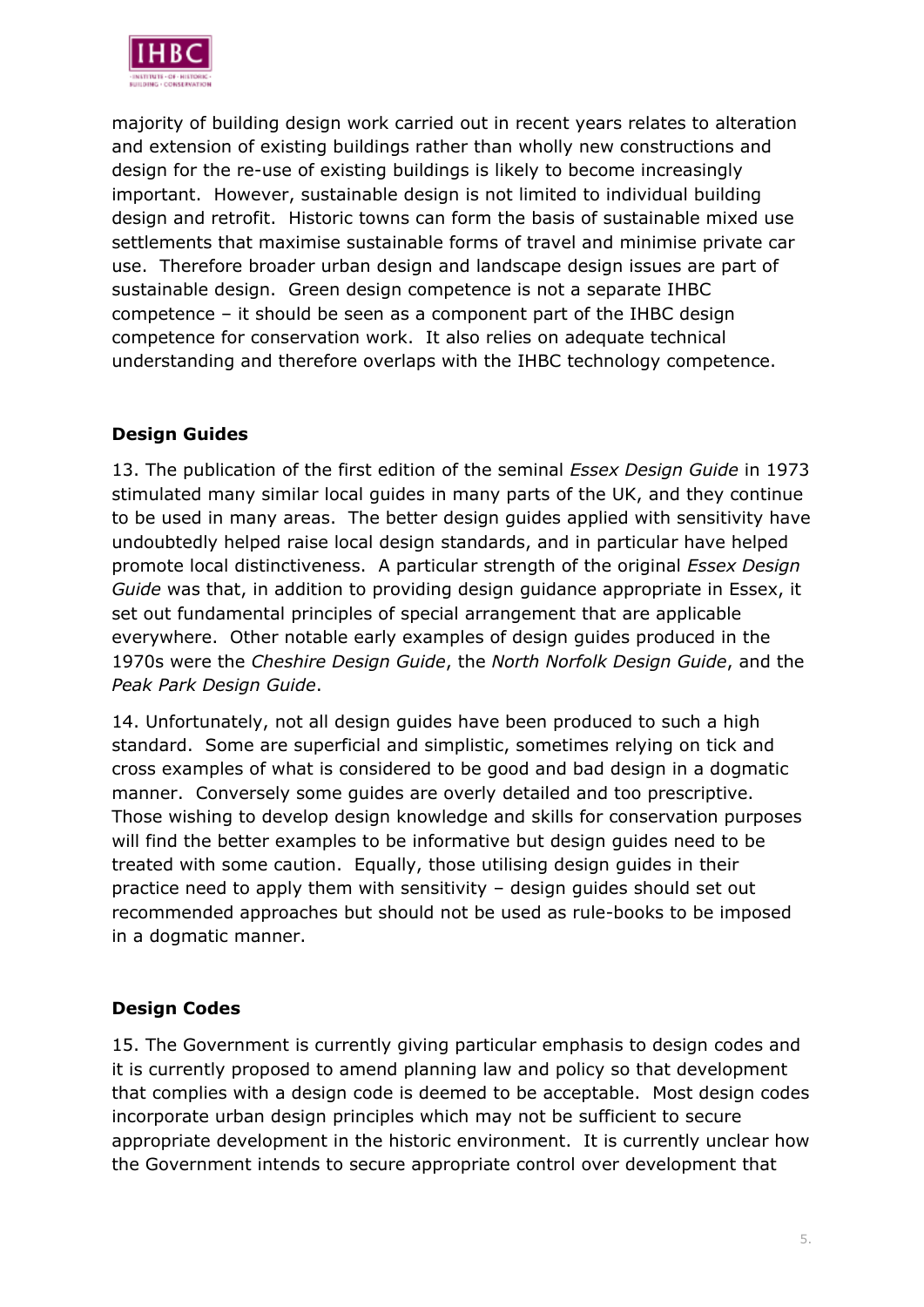majority of building design work carried out in recent years relates to alteration and extension of existing buildings rather than wholly new constructions and design for the re-use of existing buildings is likely to become increasingly important. However, sustainable design is not limited to individual building design and retrofit. Historic towns can form the basis of sustainable mixed use settlements that maximise sustainable forms of travel and minimise private car use. Therefore broader urban design and landscape design issues are part of sustainable design. Green design competence is not a separate IHBC competence – it should be seen as a component part of the IHBC design competence for conservation work. It also relies on adequate technical understanding and therefore overlaps with the IHBC technology competence.

**Design Guides**

13. The publication of the first edition of the seminal *Essex Design Guide* in 1973 stimulated many similar local guides in many parts of the UK, and they continue to be used in many areas. The better design guides applied with sensitivity have undoubtedly helped raise local design standards, and in particular have helped promote local distinctiveness. A particular strength of the original *Essex Design Guide* was that, in addition to providing design guidance appropriate in Essex, it set out fundamental principles of special arrangement that are applicable everywhere. Other notable early examples of design guides produced in the 1970s were the *Cheshire Design Guide*, the *North Norfolk Design Guide*, and the *Peak Park Design Guide*.

14. Unfortunately, not all design guides have been produced to such a high standard. Some are superficial and simplistic, sometimes relying on tick and cross examples of what is considered to be good and bad design in a dogmatic manner. Conversely some guides are overly detailed and too prescriptive. Those wishing to develop design knowledge and skills for conservation purposes will find the better examples to be informative but design guides need to be treated with some caution. Equally, those utilising design guides in their practice need to apply them with sensitivity – design guides should set out recommended approaches but should not be used as rule-books to be imposed in a dogmatic manner.

**Design Codes**

15. The Government is currently giving particular emphasis to design codes and it is currently proposed to amend planning law and policy so that development that complies with a design code is deemed to be acceptable. Most design codes incorporate urban design principles which may not be sufficient to secure appropriate development in the historic environment. It is currently unclear how the Government intends to secure appropriate control over development that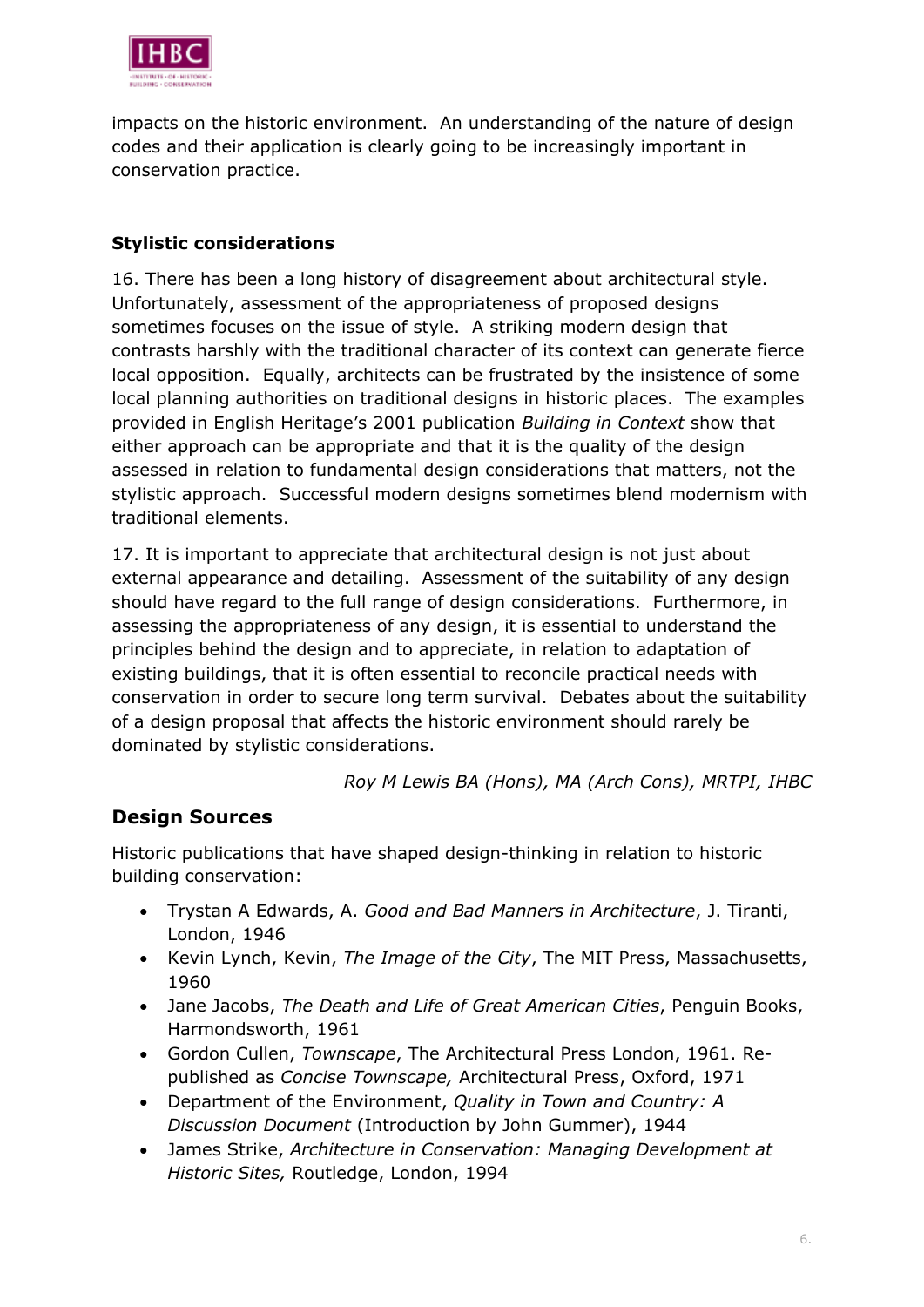impacts on the historic environment. An understanding of the nature of design codes and their application is clearly going to be increasingly important in conservation practice.

### Stylistic considerations

16. There has been a long history of disagreement about architectural style. Unfortunately, assessment of the appropriateness of proposed designs sometimes focuses on the issue of style. A striking modern design that contrasts harshly with the traditional character of its context can generate fierce local opposition. Equally, architects can be frustrated by the insistence of some local planning authorities on traditional designs in historic places. The examples provided in English Heritage's 2001 publication *Building in Context* show that either approach can be appropriate and that it is the quality of the design assessed in relation to fundamental design considerations that matters, not the stylistic approach. Successful modern designs sometimes blend modernism with traditional elements.

17. It is important to appreciate that architectural design is not just about external appearance and detailing. Assessment of the suitability of any design should have regard to the full range of design considerations. Furthermore, in assessing the appropriateness of any design, it is essential to understand the principles behind the design and to appreciate, in relation to adaptation of existing buildings, that it is often essential to reconcile practical needs with conservation in order to secure long term survival. Debates about the suitability of a design proposal that affects the historic environment should rarely be dominated by stylistic considerations.

*Roy M Lewis BA (Hons), MA (Arch Cons), MRTPI, IHBC*

## Design Sources

Historic publications that have shaped design-thinking in relation to historic building conservation:

- Trystan A Edwards, A. *Good and Bad Manners in Architecture*, J. Tiranti, London, 1946
- Kevin Lynch, Kevin, *The Image of the City*, The MIT Press, Massachusetts, 1960
- Jane Jacobs, *The Death and Life of Great American Cities*, Penguin Books, Harmondsworth, 1961
- Gordon Cullen, *Townscape*, The Architectural Press London, 1961. Re-published as *Concise Townscape,* Architectural Press, Oxford, 1971
- Department of the Environment, *Quality in Town and Country: A Discussion Document* (Introduction by John Gummer), 1944
- James Strike, *Architecture in Conservation: Managing Development at Historic Sites,* Routledge, London, 1994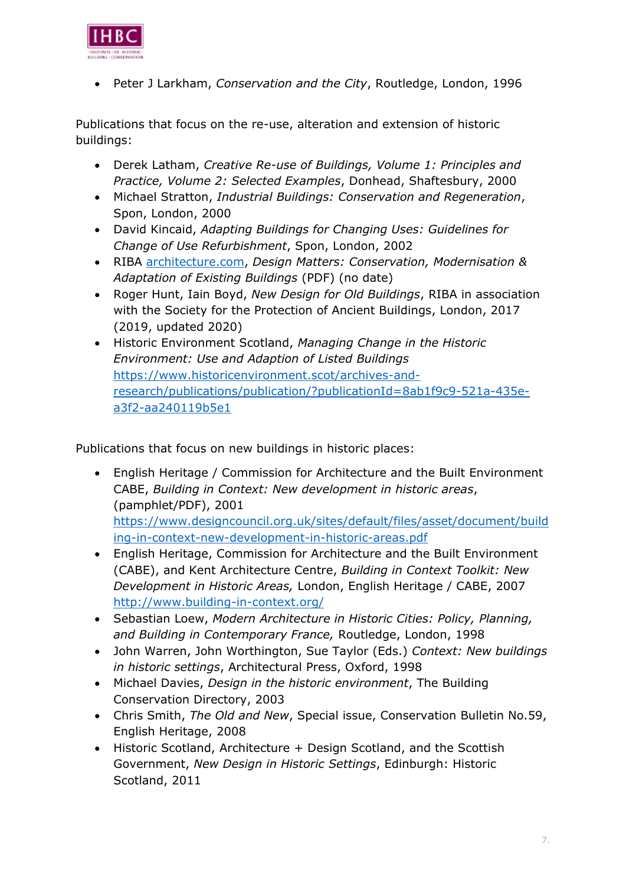- Peter J Larkham, *Conservation and the City*, Routledge, London, 1996

Publications that focus on the re-use, alteration and extension of historic buildings:

- Derek Latham, *Creative Re-use of Buildings, Volume 1: Principles and Practice, Volume 2: Selected Examples*, Donhead, Shaftesbury, 2000
- Michael Stratton, *Industrial Buildings: Conservation and Regeneration*, Spon, London, 2000
- David Kincaid, *Adapting Buildings for Changing Uses: Guidelines for Change of Use Refurbishment*, Spon, London, 2002
- RIBA [architecture.com](architecture.com), *Design Matters: Conservation, Modernisation & Adaptation of Existing Buildings* (PDF) (no date)
- Roger Hunt, Iain Boyd, *New Design for Old Buildings*, RIBA in association with the Society for the Protection of Ancient Buildings, London, 2017 (2019, updated 2020)
- Historic Environment Scotland, *Managing Change in the Historic Environment: Use and Adaption of Listed Buildings* [https://www.historicenvironment.scot/archives-and-research/publications/publication/?publicationId=8ab1f9c9-521a-435e-a3f2-aa240119b5e1](https://www.historicenvironment.scot/archives-and-research/publications/publication/?publicationId=8ab1f9c9-521a-435e-a3f2-aa240119b5e1)

Publications that focus on new buildings in historic places:

- English Heritage / Commission for Architecture and the Built Environment CABE, *Building in Context: New development in historic areas*, (pamphlet/PDF), 2001 [https://www.designcouncil.org.uk/sites/default/files/asset/document/building-in-context-new-development-in-historic-areas.pdf](https://www.designcouncil.org.uk/sites/default/files/asset/document/building-in-context-new-development-in-historic-areas.pdf)
- English Heritage, Commission for Architecture and the Built Environment (CABE), and Kent Architecture Centre, *Building in Context Toolkit: New Development in Historic Areas,* London, English Heritage / CABE, 2007 [http://www.building-in-context.org/](http://www.building-in-context.org/)
- Sebastian Loew, *Modern Architecture in Historic Cities: Policy, Planning, and Building in Contemporary France,* Routledge, London, 1998
- John Warren, John Worthington, Sue Taylor (Eds.) *Context: New buildings in historic settings*, Architectural Press, Oxford, 1998
- Michael Davies, *Design in the historic environment*, The Building Conservation Directory, 2003
- Chris Smith, *The Old and New*, Special issue, Conservation Bulletin No.59, English Heritage, 2008
- Historic Scotland, Architecture + Design Scotland, and the Scottish Government, *New Design in Historic Settings*, Edinburgh: Historic Scotland, 2011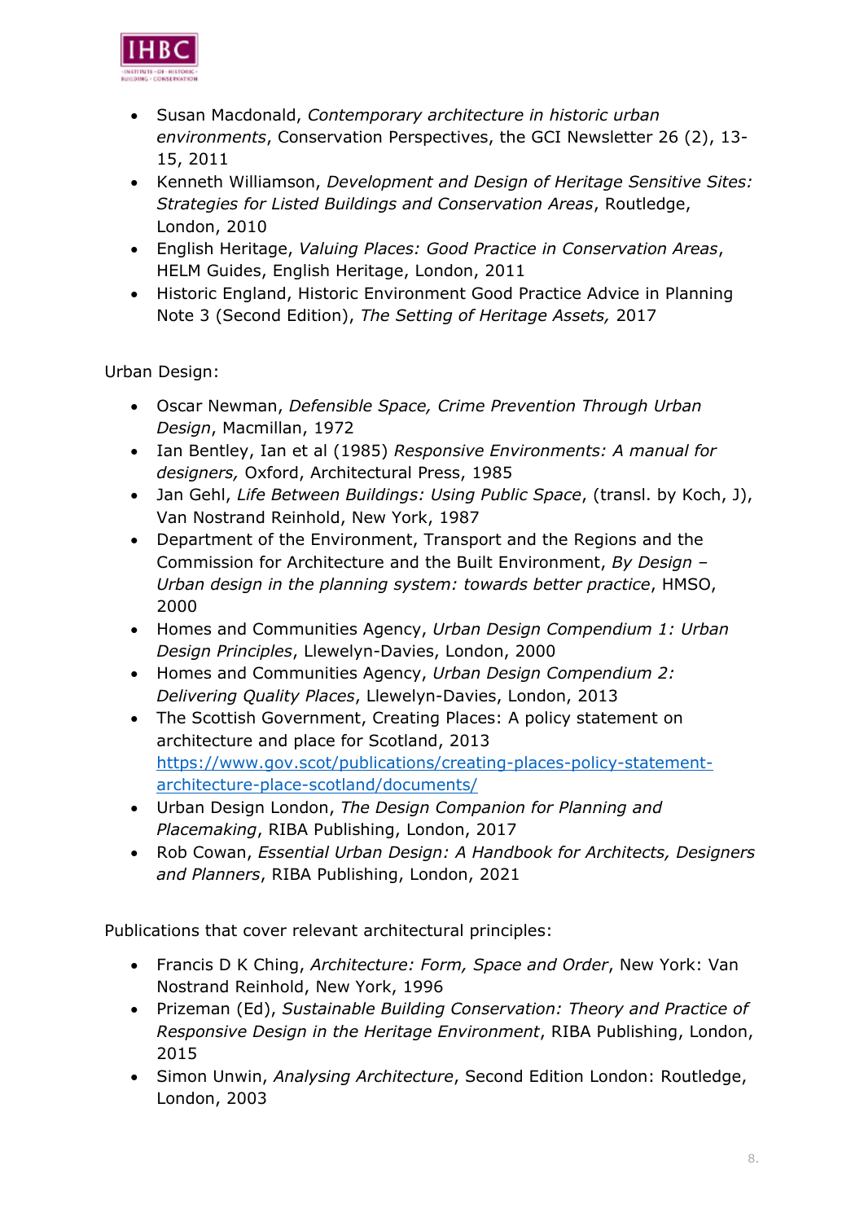- Susan Macdonald, *Contemporary architecture in historic urban environments*, Conservation Perspectives, the GCI Newsletter 26 (2), 13-15, 2011
- Kenneth Williamson, *Development and Design of Heritage Sensitive Sites: Strategies for Listed Buildings and Conservation Areas*, Routledge, London, 2010
- English Heritage, *Valuing Places: Good Practice in Conservation Areas*, HELM Guides, English Heritage, London, 2011
- Historic England, Historic Environment Good Practice Advice in Planning Note 3 (Second Edition), *The Setting of Heritage Assets,* 2017

Urban Design:

- Oscar Newman, *Defensible Space, Crime Prevention Through Urban Design*, Macmillan, 1972
- Ian Bentley, Ian et al (1985) *Responsive Environments: A manual for designers,* Oxford, Architectural Press, 1985
- Jan Gehl, *Life Between Buildings: Using Public Space*, (transl. by Koch, J), Van Nostrand Reinhold, New York, 1987
- Department of the Environment, Transport and the Regions and the Commission for Architecture and the Built Environment, *By Design – Urban design in the planning system: towards better practice*, HMSO, 2000
- Homes and Communities Agency, *Urban Design Compendium 1: Urban Design Principles*, Llewelyn-Davies, London, 2000
- Homes and Communities Agency, *Urban Design Compendium 2: Delivering Quality Places*, Llewelyn-Davies, London, 2013
- The Scottish Government, Creating Places: A policy statement on architecture and place for Scotland, 2013 [https://www.gov.scot/publications/creating-places-policy-statement-architecture-place-scotland/documents/](https://www.gov.scot/publications/creating-places-policy-statement-architecture-place-scotland/documents/)
- Urban Design London, *The Design Companion for Planning and Placemaking*, RIBA Publishing, London, 2017
- Rob Cowan, *Essential Urban Design: A Handbook for Architects, Designers and Planners*, RIBA Publishing, London, 2021

Publications that cover relevant architectural principles:

- Francis D K Ching, *Architecture: Form, Space and Order*, New York: Van Nostrand Reinhold, New York, 1996
- Prizeman (Ed), *Sustainable Building Conservation: Theory and Practice of Responsive Design in the Heritage Environment*, RIBA Publishing, London, 2015
- Simon Unwin, *Analysing Architecture*, Second Edition London: Routledge, London, 2003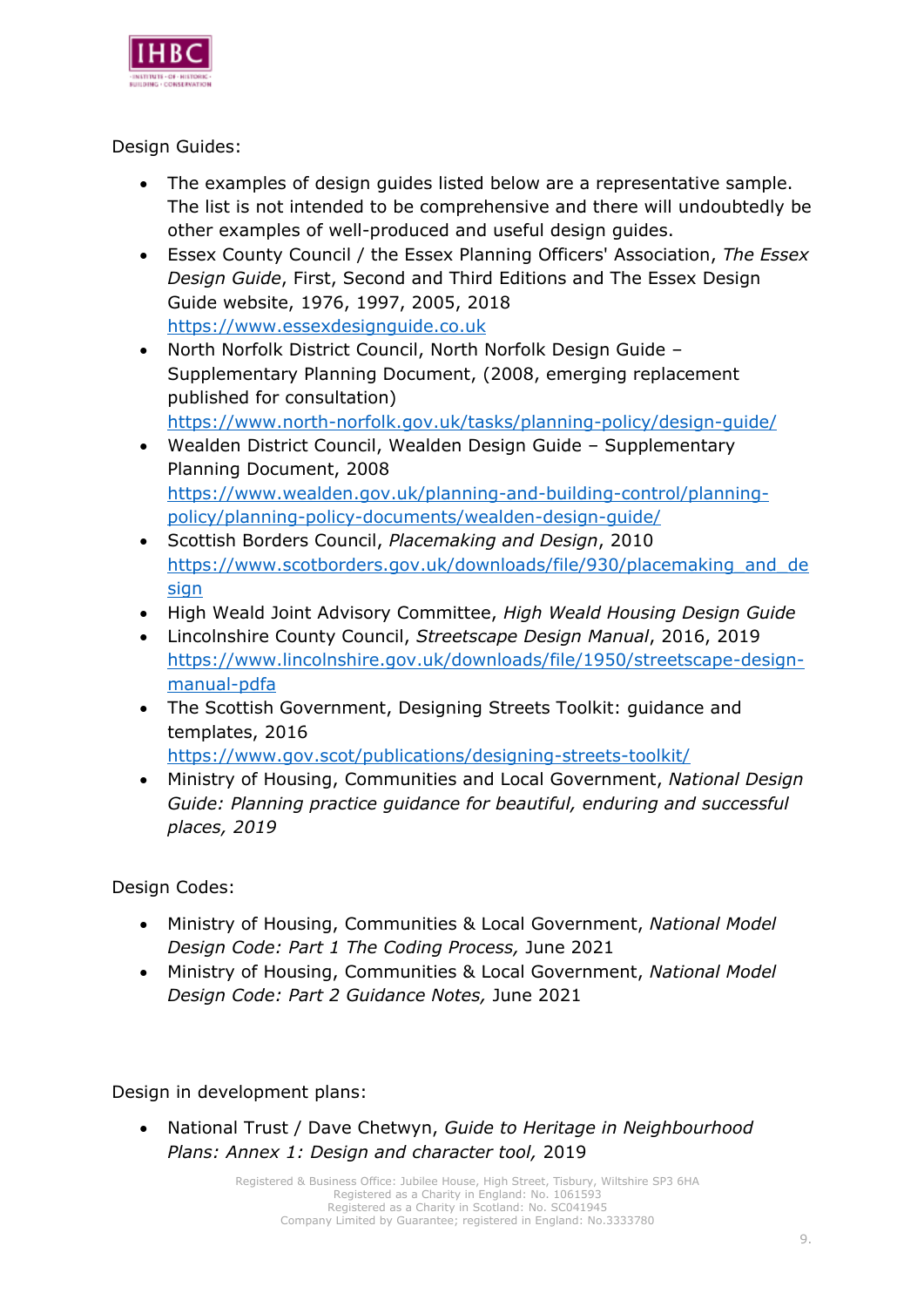Design Guides:

- The examples of design guides listed below are a representative sample. The list is not intended to be comprehensive and there will undoubtedly be other examples of well-produced and useful design guides.
- Essex County Council / the Essex Planning Officers' Association, *The Essex Design Guide*, First, Second and Third Editions and The Essex Design Guide website, 1976, 1997, 2005, 2018 https://www.essexdesignguide.co.uk
- North Norfolk District Council, North Norfolk Design Guide – Supplementary Planning Document, (2008, emerging replacement published for consultation) https://www.north-norfolk.gov.uk/tasks/planning-policy/design-guide/
- Wealden District Council, Wealden Design Guide – Supplementary Planning Document, 2008 https://www.wealden.gov.uk/planning-and-building-control/planning-policy/planning-policy-documents/wealden-design-guide/
- Scottish Borders Council, *Placemaking and Design*, 2010 https://www.scotborders.gov.uk/downloads/file/930/placemaking_and_design
- High Weald Joint Advisory Committee, *High Weald Housing Design Guide*
- Lincolnshire County Council, *Streetscape Design Manual*, 2016, 2019 https://www.lincolnshire.gov.uk/downloads/file/1950/streetscape-design-manual-pdfa
- The Scottish Government, Designing Streets Toolkit: guidance and templates, 2016 https://www.gov.scot/publications/designing-streets-toolkit/
- Ministry of Housing, Communities and Local Government, *National Design Guide: Planning practice guidance for beautiful, enduring and successful places, 2019*

Design Codes:

- Ministry of Housing, Communities & Local Government, *National Model Design Code: Part 1 The Coding Process,* June 2021
- Ministry of Housing, Communities & Local Government, *National Model Design Code: Part 2 Guidance Notes,* June 2021

Design in development plans:

- National Trust / Dave Chetwyn, *Guide to Heritage in Neighbourhood Plans: Annex 1: Design and character tool,* 2019